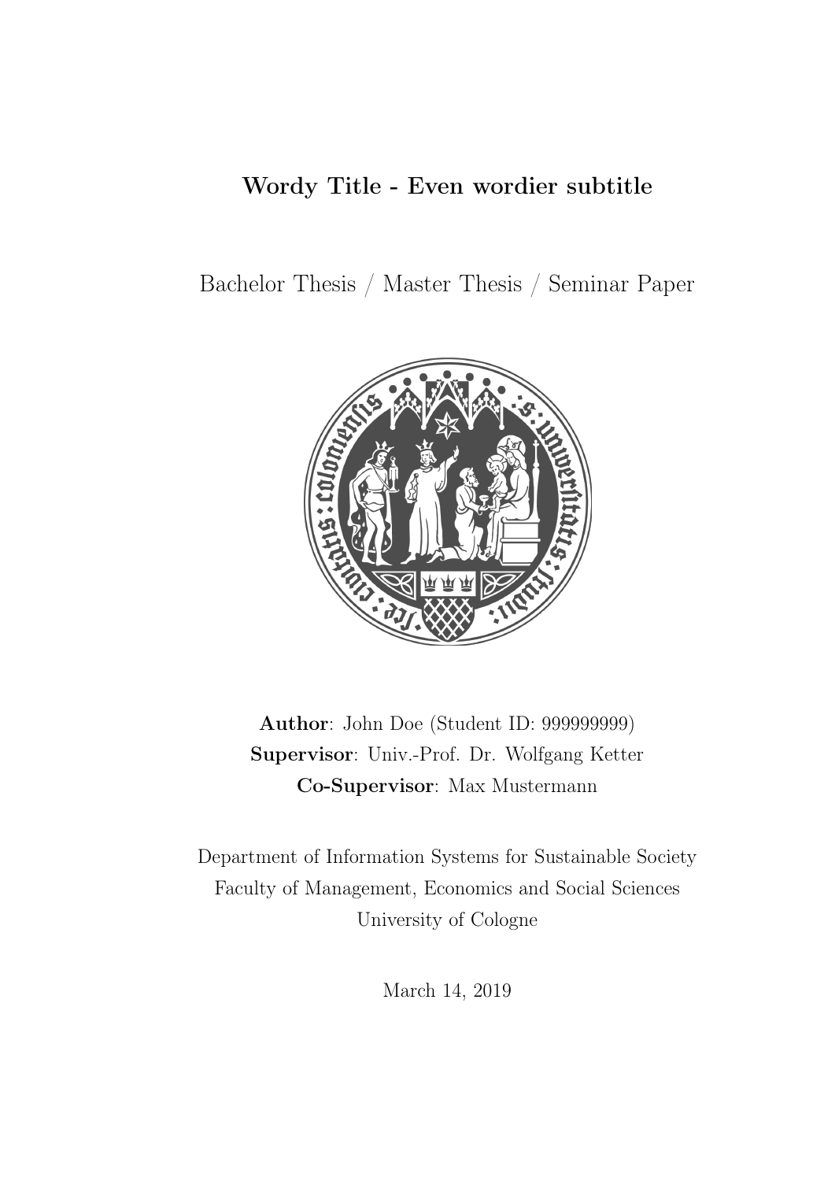# Wordy Title - Even wordier subtitle

Bachelor Thesis / Master Thesis / Seminar Paper

**Author**: John Doe (Student ID: 999999999)
**Supervisor**: Univ.-Prof. Dr. Wolfgang Ketter
**Co-Supervisor**: Max Mustermann

Department of Information Systems for Sustainable Society
Faculty of Management, Economics and Social Sciences
University of Cologne

March 14, 2019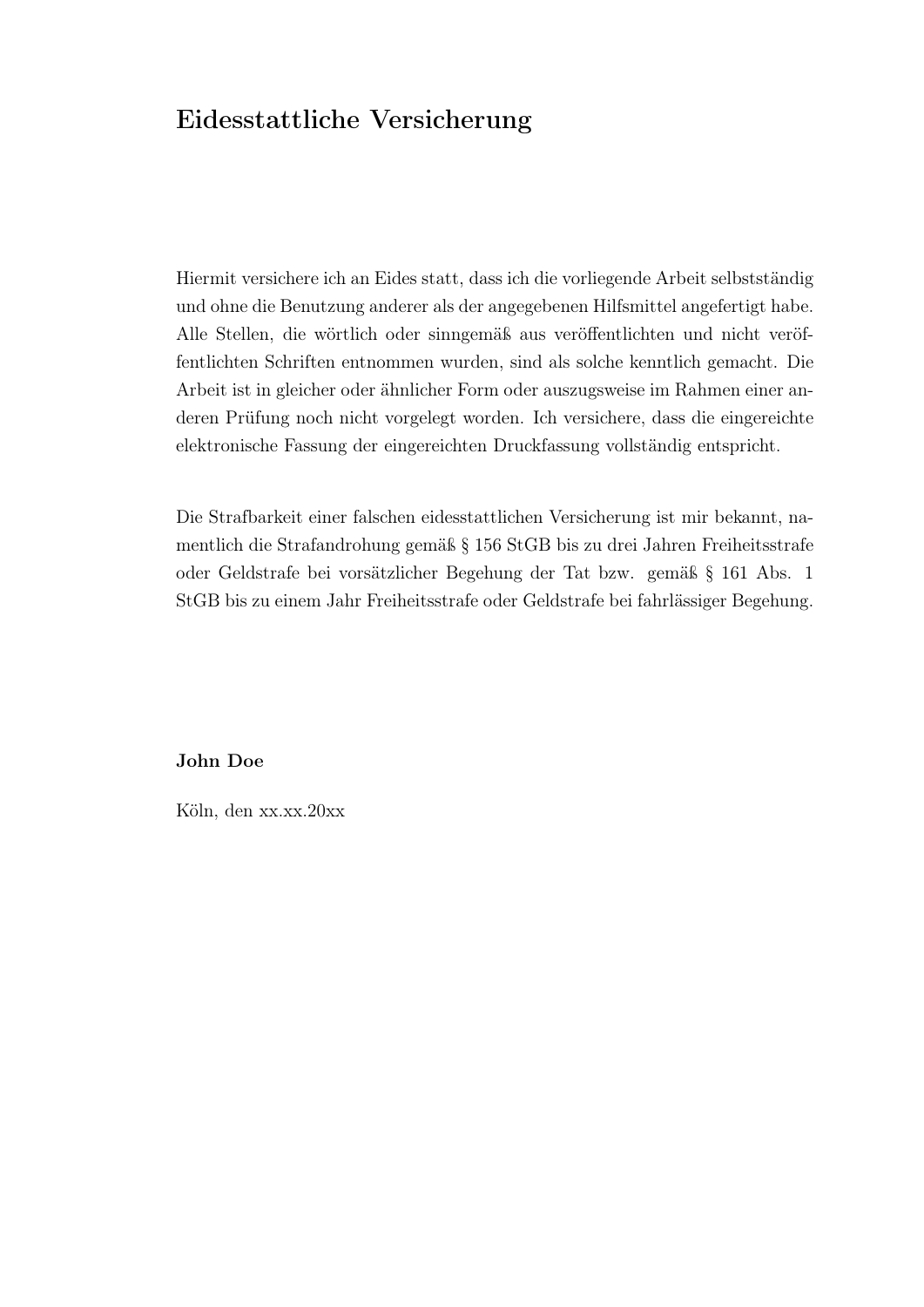# Eidesstattliche Versicherung

Hiermit versichere ich an Eides statt, dass ich die vorliegende Arbeit selbstständig und ohne die Benutzung anderer als der angegebenen Hilfsmittel angefertigt habe. Alle Stellen, die wörtlich oder sinngemäß aus veröffentlichten und nicht veröffentlichten Schriften entnommen wurden, sind als solche kenntlich gemacht. Die Arbeit ist in gleicher oder ähnlicher Form oder auszugsweise im Rahmen einer anderen Prüfung noch nicht vorgelegt worden. Ich versichere, dass die eingereichte elektronische Fassung der eingereichten Druckfassung vollständig entspricht.

Die Strafbarkeit einer falschen eidesstattlichen Versicherung ist mir bekannt, namentlich die Strafandrohung gemäß § 156 StGB bis zu drei Jahren Freiheitsstrafe oder Geldstrafe bei vorsätzlicher Begehung der Tat bzw. gemäß § 161 Abs. 1 StGB bis zu einem Jahr Freiheitsstrafe oder Geldstrafe bei fahrlässiger Begehung.

**John Doe**

Köln, den xx.xx.20xx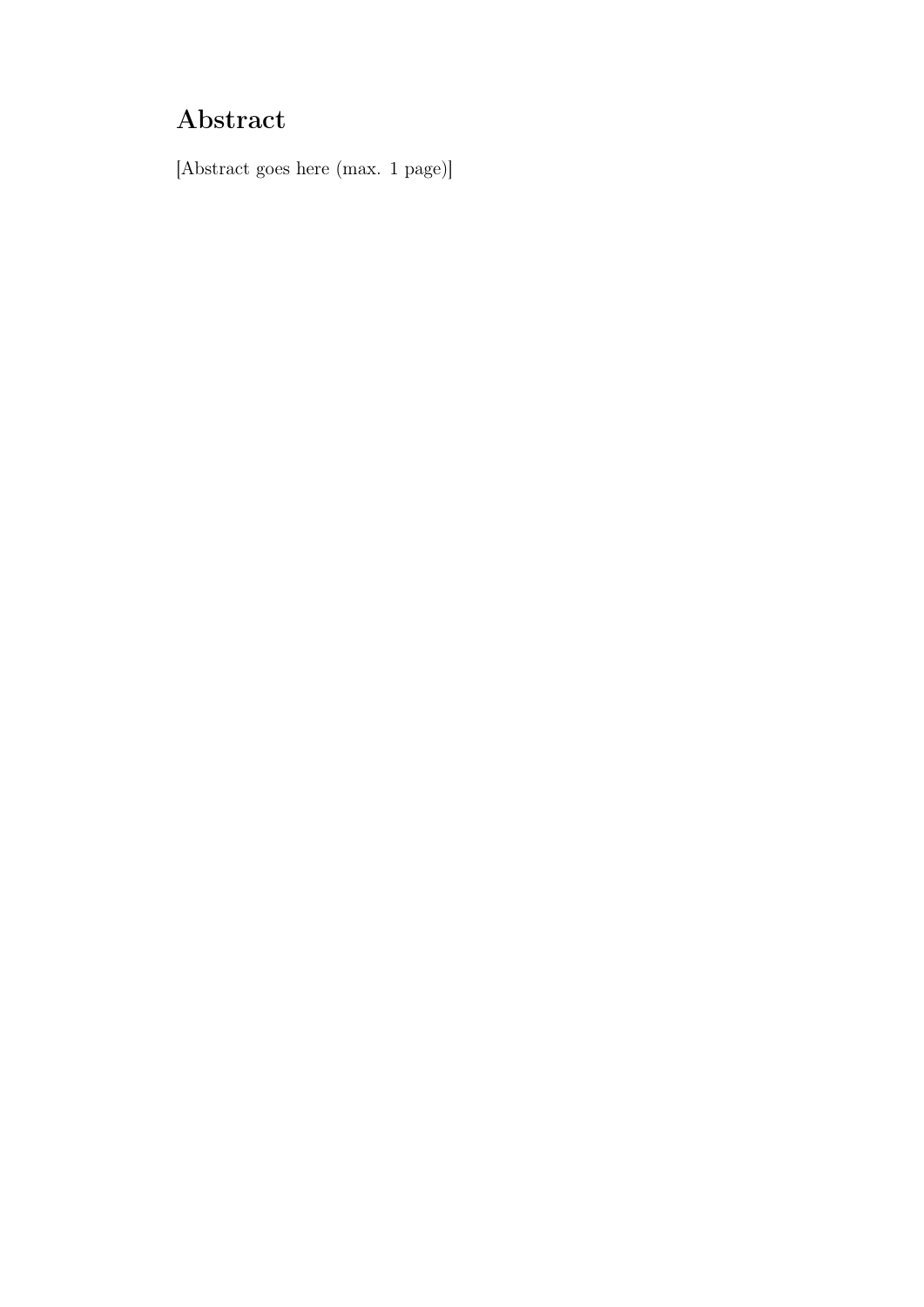# Abstract

[Abstract goes here (max. 1 page)]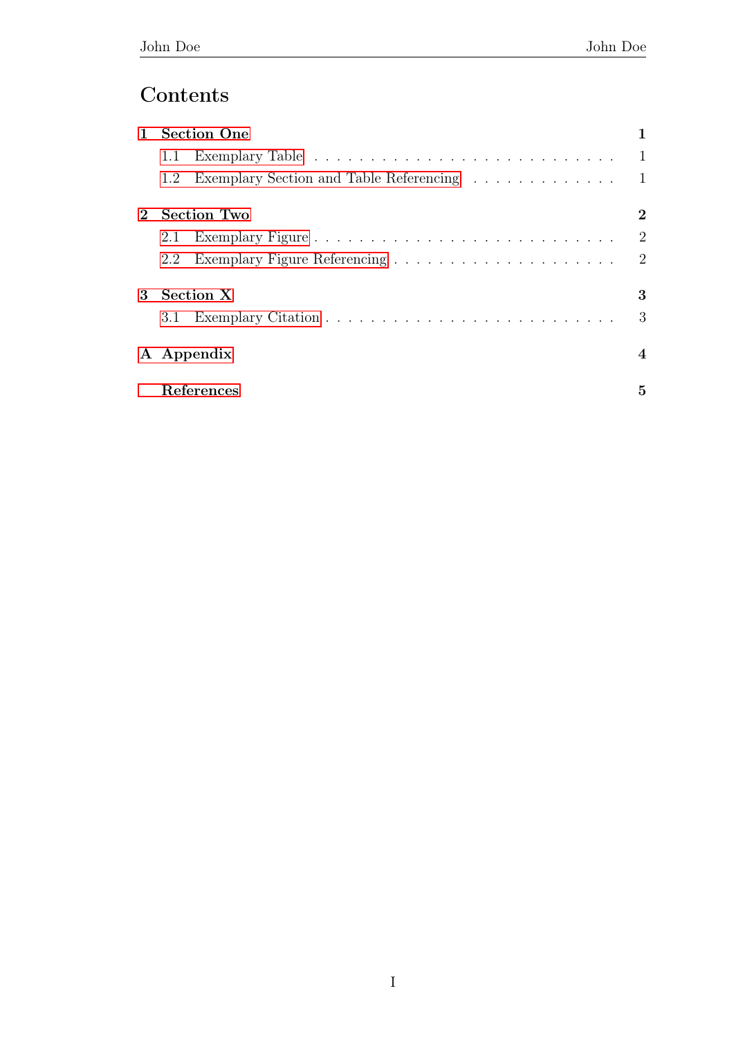# Contents

**1 Section One** **1**

- 1.1 Exemplary Table . . . . . . . . . . . . . . . . . . . . . . . . . . . 1
- 1.2 Exemplary Section and Table Referencing . . . . . . . . . . . . . 1

**2 Section Two** **2**

- 2.1 Exemplary Figure . . . . . . . . . . . . . . . . . . . . . . . . . . 2
- 2.2 Exemplary Figure Referencing . . . . . . . . . . . . . . . . . . . 2

**3 Section X** **3**

- 3.1 Exemplary Citation . . . . . . . . . . . . . . . . . . . . . . . . . 3

**A Appendix** **4**

**References** **5**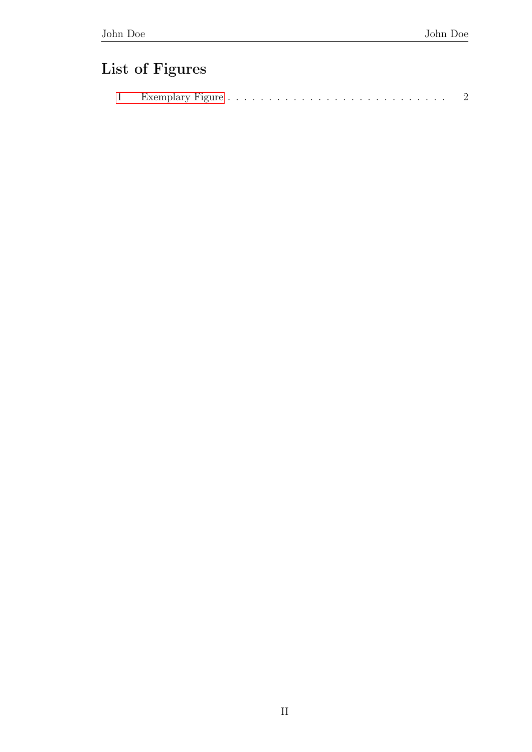# List of Figures

1 Exemplary Figure . . . . . . . . . . . . . . . . . . . . . . . . . . . . 2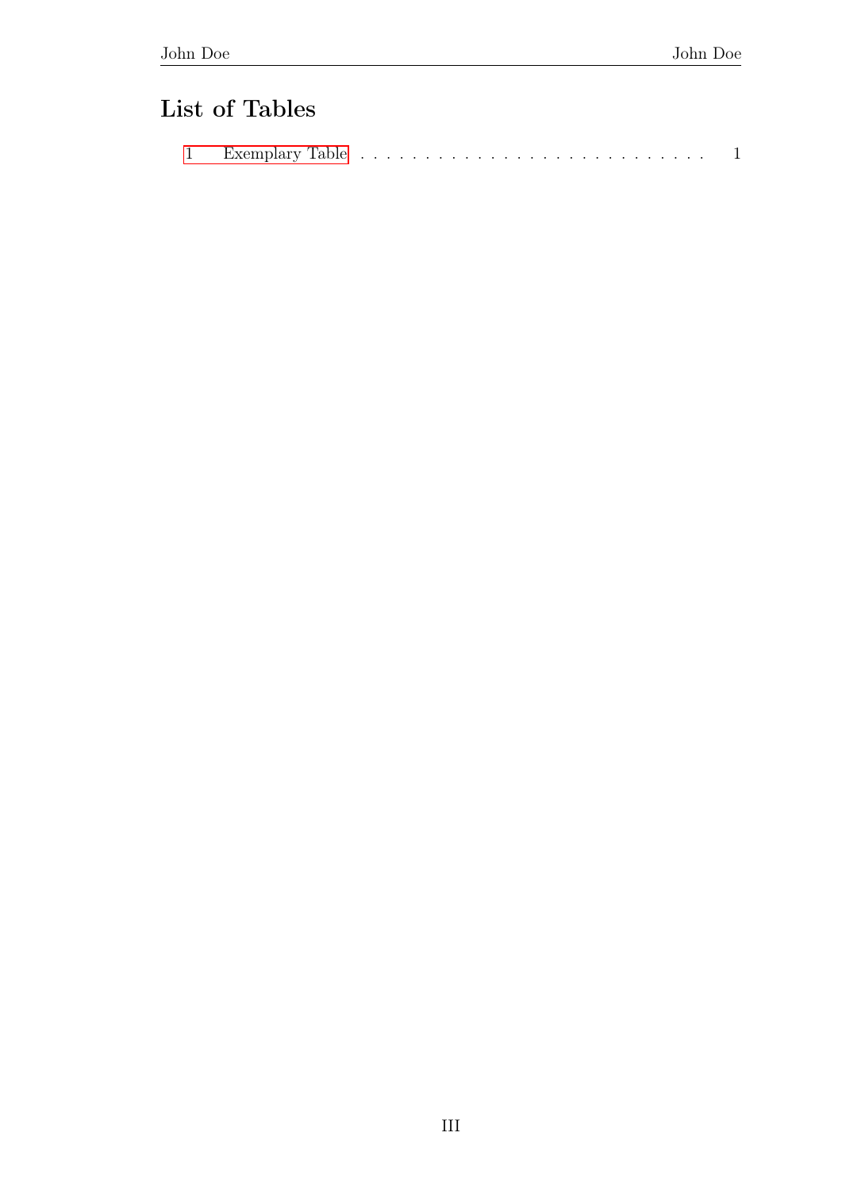# List of Tables

1 Exemplary Table . . . . . . . . . . . . . . . . . . . . . . . . . . . . 1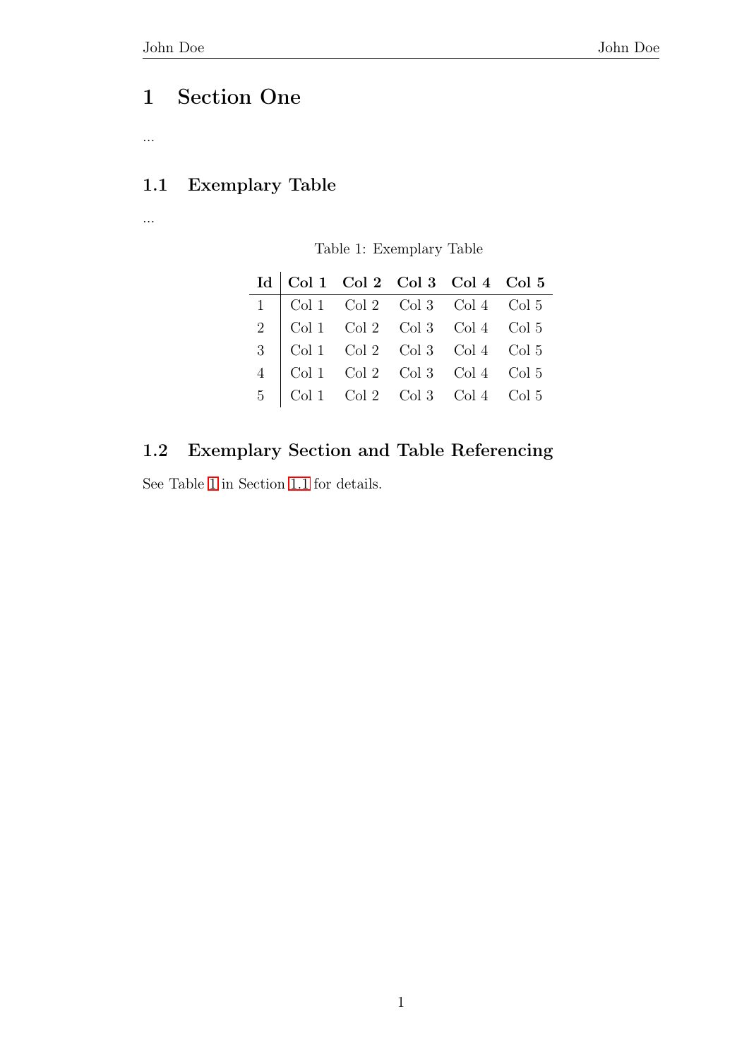# 1 Section One

...

## 1.1 Exemplary Table

...

Table 1: Exemplary Table

| Id | Col 1 | Col 2 | Col 3 | Col 4 | Col 5 |
|---|---|---|---|---|---|
| 1 | Col 1 | Col 2 | Col 3 | Col 4 | Col 5 |
| 2 | Col 1 | Col 2 | Col 3 | Col 4 | Col 5 |
| 3 | Col 1 | Col 2 | Col 3 | Col 4 | Col 5 |
| 4 | Col 1 | Col 2 | Col 3 | Col 4 | Col 5 |
| 5 | Col 1 | Col 2 | Col 3 | Col 4 | Col 5 |

## 1.2 Exemplary Section and Table Referencing

See Table 1 in Section 1.1 for details.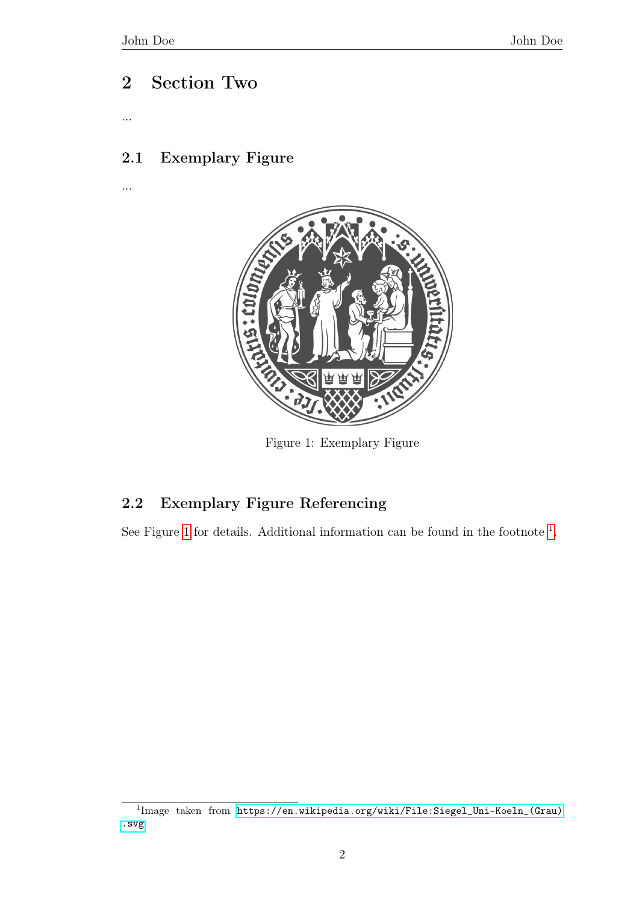## 2 Section Two

...

### 2.1 Exemplary Figure

...

Figure 1: Exemplary Figure

### 2.2 Exemplary Figure Referencing

See Figure 1 for details. Additional information can be found in the footnote [1].

[1] Image taken from https://en.wikipedia.org/wiki/File:Siegel_Uni-Koeln_(Grau).svg.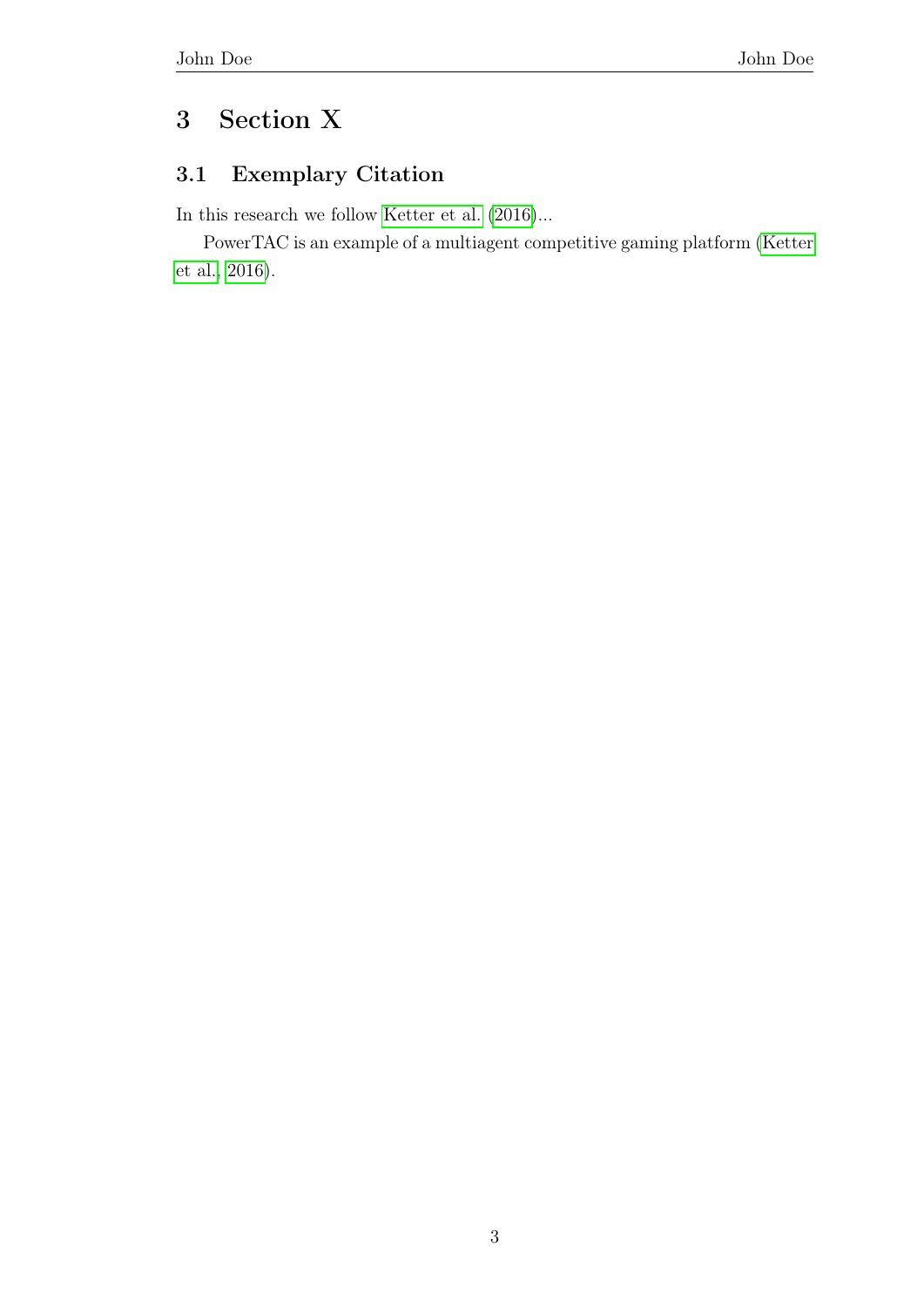# 3 Section X

## 3.1 Exemplary Citation

In this research we follow Ketter et al. (2016)...

PowerTAC is an example of a multiagent competitive gaming platform (Ketter et al., 2016).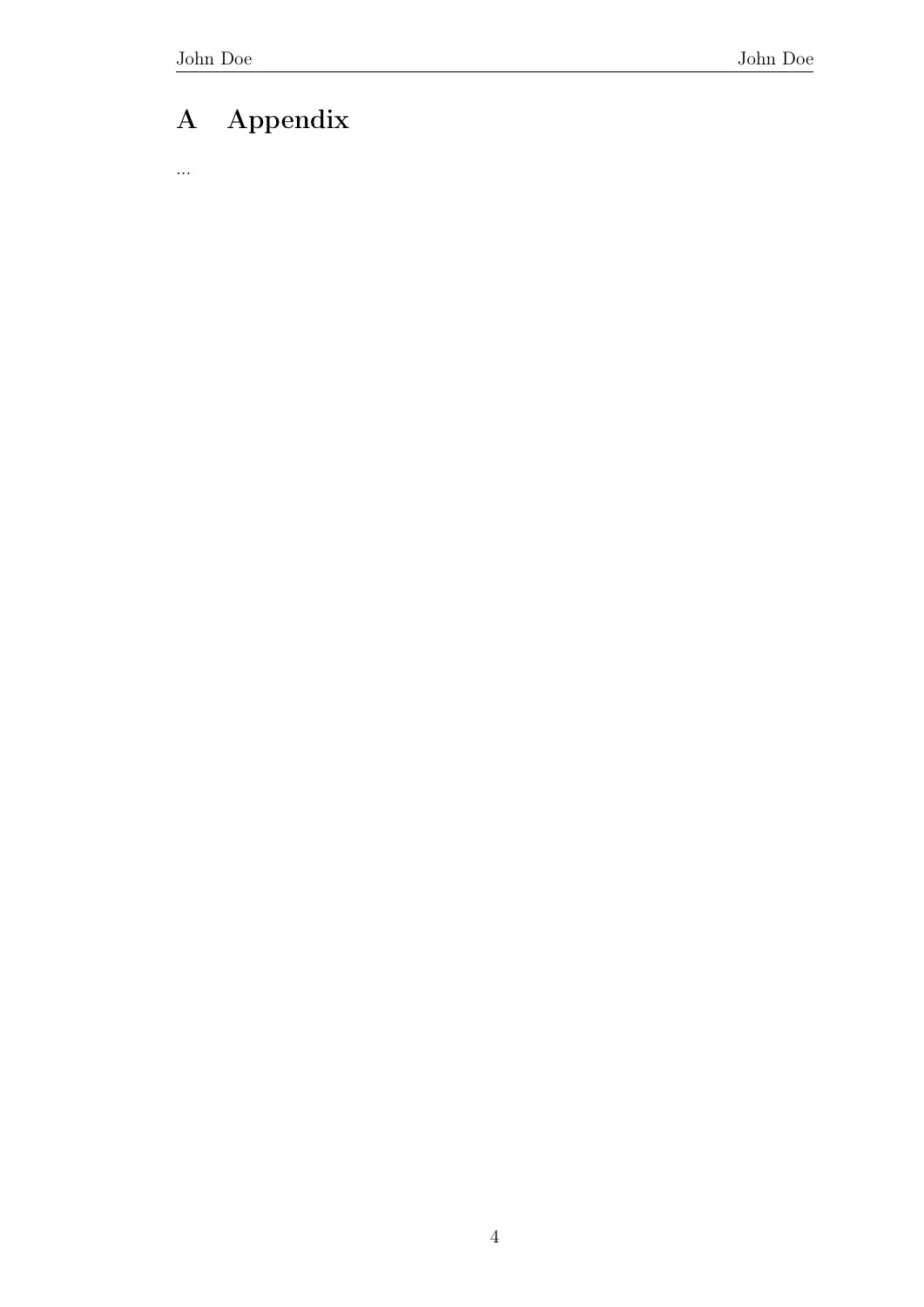# A Appendix

...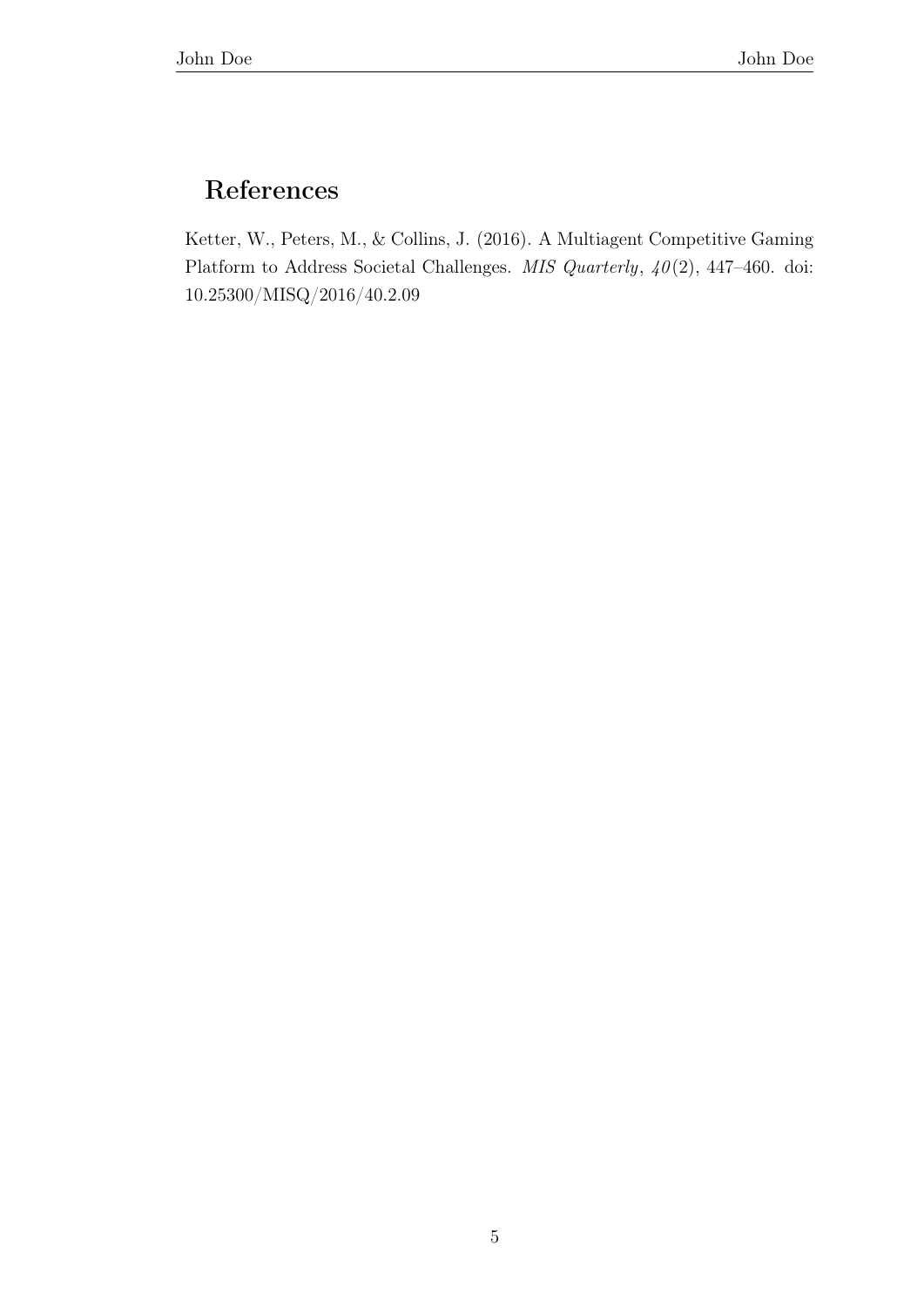## References

Ketter, W., Peters, M., & Collins, J. (2016). A Multiagent Competitive Gaming Platform to Address Societal Challenges. *MIS Quarterly*, *40*(2), 447–460. doi: 10.25300/MISQ/2016/40.2.09